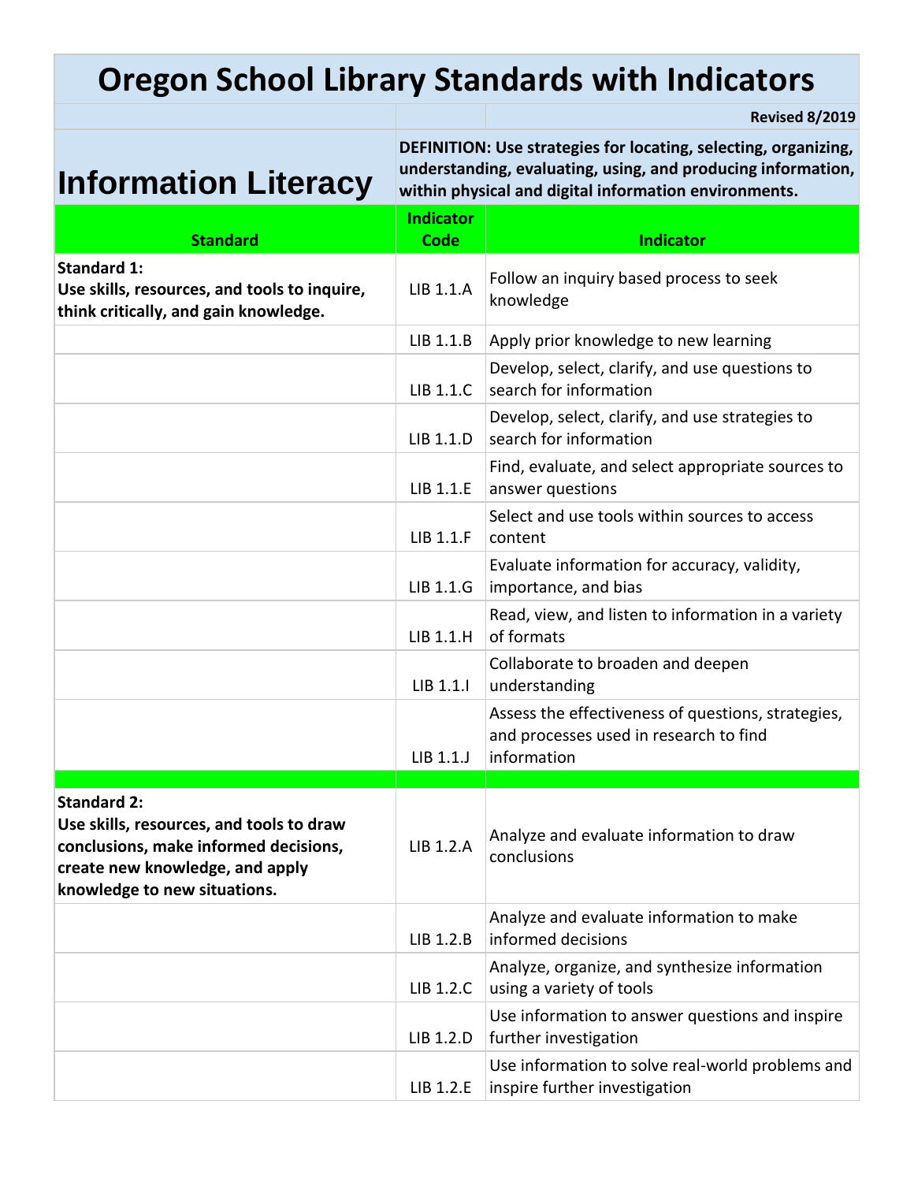# Oregon School Library Standards with Indicators

Revised 8/2019

## Information Literacy

**DEFINITION: Use strategies for locating, selecting, organizing, understanding, evaluating, using, and producing information, within physical and digital information environments.**

| Standard | Indicator Code | Indicator |
|---|---|---|
| **Standard 1: Use skills, resources, and tools to inquire, think critically, and gain knowledge.** | LIB 1.1.A | Follow an inquiry based process to seek knowledge |
| | LIB 1.1.B | Apply prior knowledge to new learning |
| | LIB 1.1.C | Develop, select, clarify, and use questions to search for information |
| | LIB 1.1.D | Develop, select, clarify, and use strategies to search for information |
| | LIB 1.1.E | Find, evaluate, and select appropriate sources to answer questions |
| | LIB 1.1.F | Select and use tools within sources to access content |
| | LIB 1.1.G | Evaluate information for accuracy, validity, importance, and bias |
| | LIB 1.1.H | Read, view, and listen to information in a variety of formats |
| | LIB 1.1.I | Collaborate to broaden and deepen understanding |
| | LIB 1.1.J | Assess the effectiveness of questions, strategies, and processes used in research to find information |
| **Standard 2: Use skills, resources, and tools to draw conclusions, make informed decisions, create new knowledge, and apply knowledge to new situations.** | LIB 1.2.A | Analyze and evaluate information to draw conclusions |
| | LIB 1.2.B | Analyze and evaluate information to make informed decisions |
| | LIB 1.2.C | Analyze, organize, and synthesize information using a variety of tools |
| | LIB 1.2.D | Use information to answer questions and inspire further investigation |
| | LIB 1.2.E | Use information to solve real-world problems and inspire further investigation |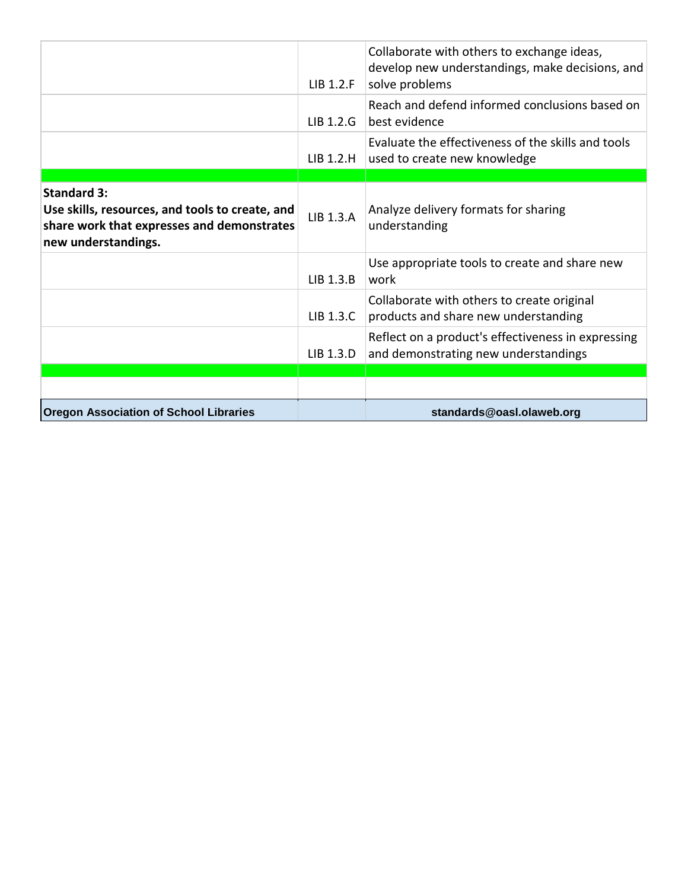| | | |
|---|---|---|
| | LIB 1.2.F | Collaborate with others to exchange ideas, develop new understandings, make decisions, and solve problems |
| | LIB 1.2.G | Reach and defend informed conclusions based on best evidence |
| | LIB 1.2.H | Evaluate the effectiveness of the skills and tools used to create new knowledge |
| | | |
| **Standard 3: Use skills, resources, and tools to create, and share work that expresses and demonstrates new understandings.** | LIB 1.3.A | Analyze delivery formats for sharing understanding |
| | LIB 1.3.B | Use appropriate tools to create and share new work |
| | LIB 1.3.C | Collaborate with others to create original products and share new understanding |
| | LIB 1.3.D | Reflect on a product's effectiveness in expressing and demonstrating new understandings |
| | | |
| | | |
| **Oregon Association of School Libraries** | | **standards@oasl.olaweb.org** |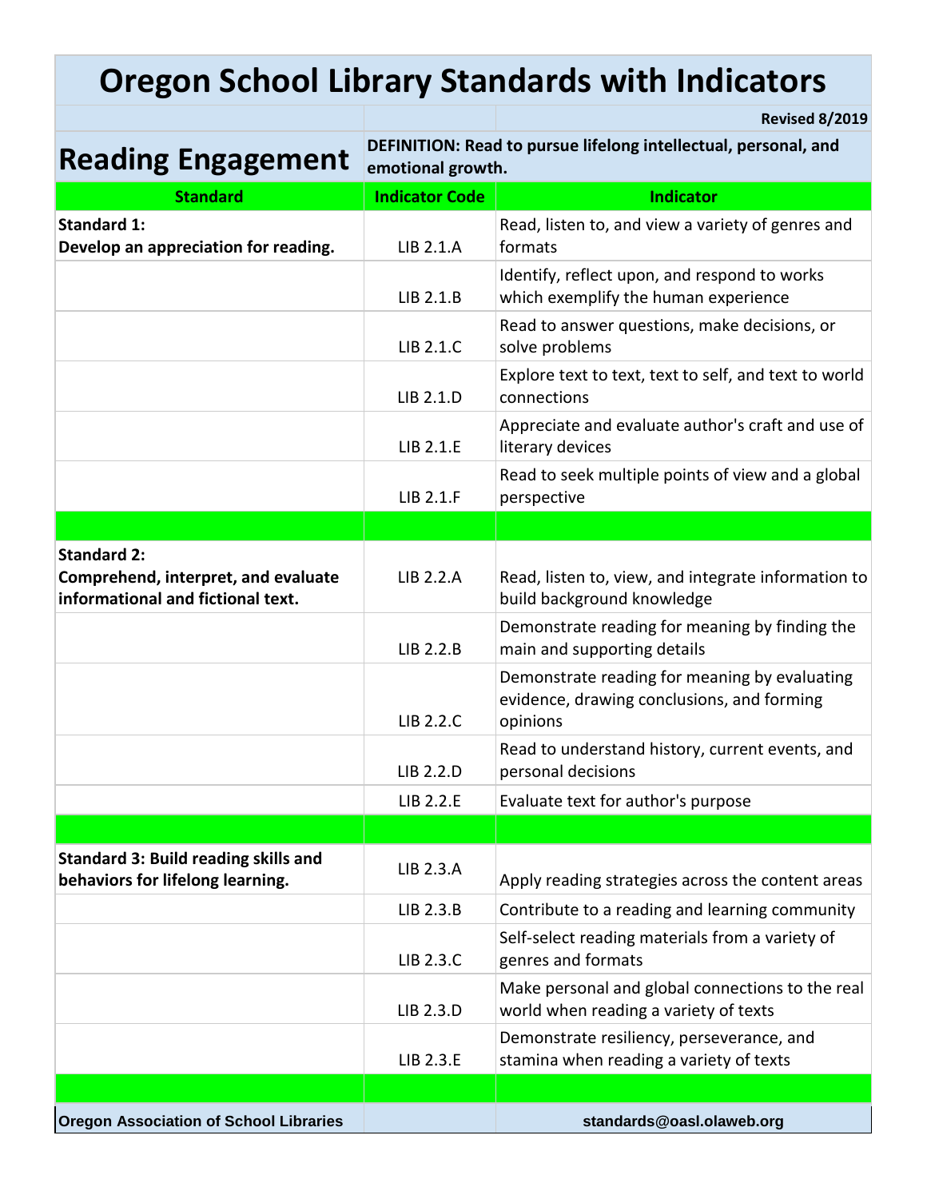# Oregon School Library Standards with Indicators

Revised 8/2019

## Reading Engagement

**DEFINITION: Read to pursue lifelong intellectual, personal, and emotional growth.**

| Standard | Indicator Code | Indicator |
|---|---|---|
| **Standard 1: Develop an appreciation for reading.** | LIB 2.1.A | Read, listen to, and view a variety of genres and formats |
| | LIB 2.1.B | Identify, reflect upon, and respond to works which exemplify the human experience |
| | LIB 2.1.C | Read to answer questions, make decisions, or solve problems |
| | LIB 2.1.D | Explore text to text, text to self, and text to world connections |
| | LIB 2.1.E | Appreciate and evaluate author's craft and use of literary devices |
| | LIB 2.1.F | Read to seek multiple points of view and a global perspective |
| | | |
| **Standard 2: Comprehend, interpret, and evaluate informational and fictional text.** | LIB 2.2.A | Read, listen to, view, and integrate information to build background knowledge |
| | LIB 2.2.B | Demonstrate reading for meaning by finding the main and supporting details |
| | LIB 2.2.C | Demonstrate reading for meaning by evaluating evidence, drawing conclusions, and forming opinions |
| | LIB 2.2.D | Read to understand history, current events, and personal decisions |
| | LIB 2.2.E | Evaluate text for author's purpose |
| | | |
| **Standard 3: Build reading skills and behaviors for lifelong learning.** | LIB 2.3.A | Apply reading strategies across the content areas |
| | LIB 2.3.B | Contribute to a reading and learning community |
| | LIB 2.3.C | Self-select reading materials from a variety of genres and formats |
| | LIB 2.3.D | Make personal and global connections to the real world when reading a variety of texts |
| | LIB 2.3.E | Demonstrate resiliency, perseverance, and stamina when reading a variety of texts |

Oregon Association of School Libraries | standards@oasl.olaweb.org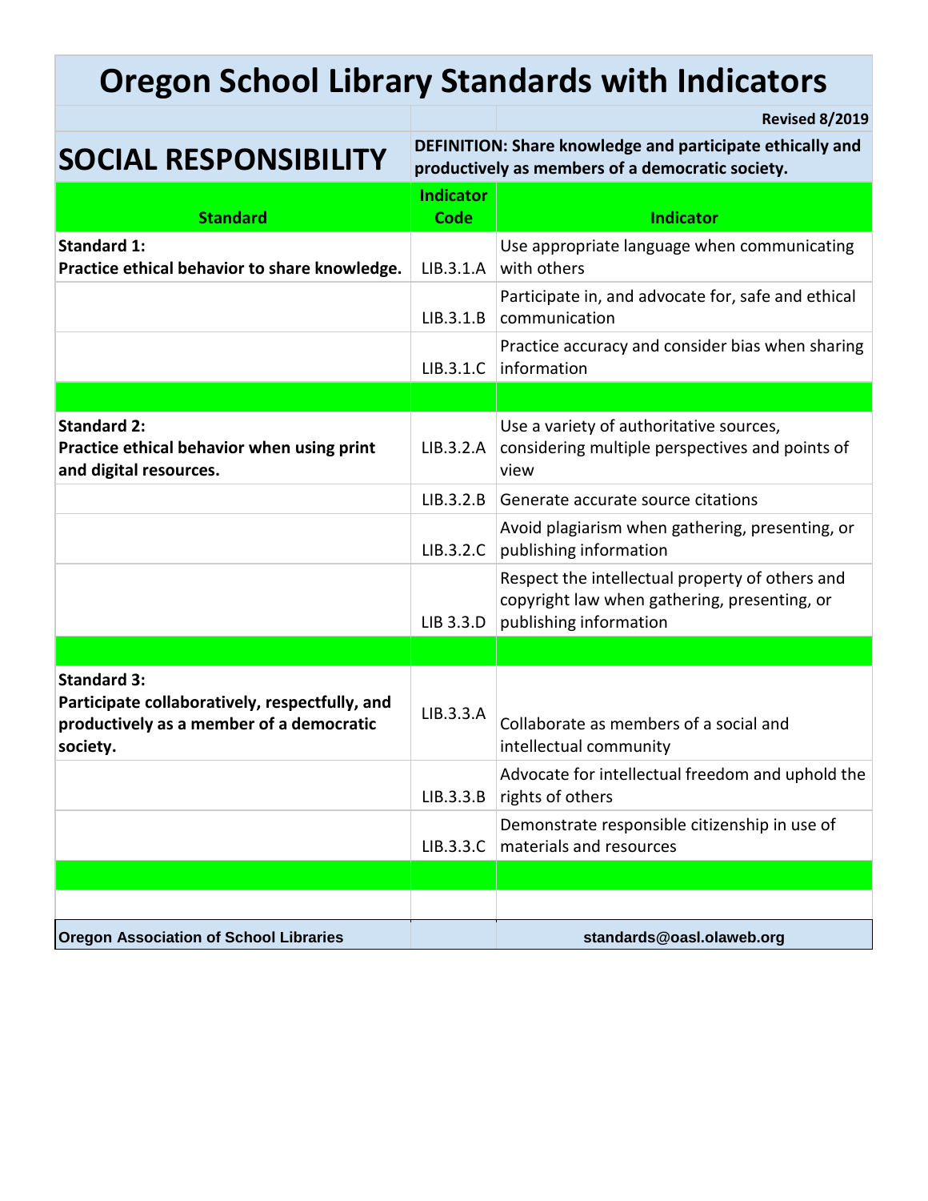# Oregon School Library Standards with Indicators

**Revised 8/2019**

## SOCIAL RESPONSIBILITY

**DEFINITION: Share knowledge and participate ethically and productively as members of a democratic society.**

| Standard | Indicator Code | Indicator |
|---|---|---|
| **Standard 1: Practice ethical behavior to share knowledge.** | LIB.3.1.A | Use appropriate language when communicating with others |
| | LIB.3.1.B | Participate in, and advocate for, safe and ethical communication |
| | LIB.3.1.C | Practice accuracy and consider bias when sharing information |
| | | |
| **Standard 2: Practice ethical behavior when using print and digital resources.** | LIB.3.2.A | Use a variety of authoritative sources, considering multiple perspectives and points of view |
| | LIB.3.2.B | Generate accurate source citations |
| | LIB.3.2.C | Avoid plagiarism when gathering, presenting, or publishing information |
| | LIB 3.3.D | Respect the intellectual property of others and copyright law when gathering, presenting, or publishing information |
| | | |
| **Standard 3: Participate collaboratively, respectfully, and productively as a member of a democratic society.** | LIB.3.3.A | Collaborate as members of a social and intellectual community |
| | LIB.3.3.B | Advocate for intellectual freedom and uphold the rights of others |
| | LIB.3.3.C | Demonstrate responsible citizenship in use of materials and resources |

**Oregon Association of School Libraries** — **standards@oasl.olaweb.org**